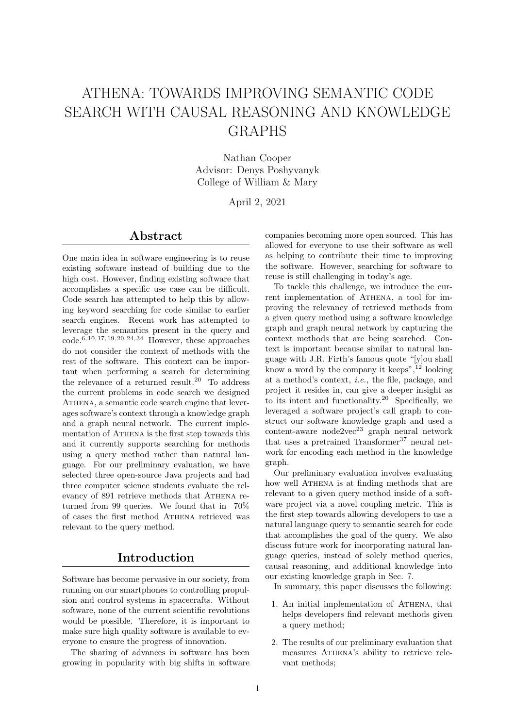# ATHENA: TOWARDS IMPROVING SEMANTIC CODE SEARCH WITH CAUSAL REASONING AND KNOWLEDGE GRAPHS

Nathan Cooper
Advisor: Denys Poshyvanyk
College of William & Mary

April 2, 2021

## Abstract

One main idea in software engineering is to reuse existing software instead of building due to the high cost. However, finding existing software that accomplishes a specific use case can be difficult. Code search has attempted to help this by allowing keyword searching for code similar to earlier search engines. Recent work has attempted to leverage the semantics present in the query and code.[6,10,17,19,20,24,34] However, these approaches do not consider the context of methods with the rest of the software. This context can be important when performing a search for determining the relevance of a returned result.[20] To address the current problems in code search we designed Athena, a semantic code search engine that leverages software's context through a knowledge graph and a graph neural network. The current implementation of Athena is the first step towards this and it currently supports searching for methods using a query method rather than natural language. For our preliminary evaluation, we have selected three open-source Java projects and had three computer science students evaluate the relevancy of 891 retrieve methods that Athena returned from 99 queries. We found that in 70% of cases the first method Athena retrieved was relevant to the query method.

## Introduction

Software has become pervasive in our society, from running on our smartphones to controlling propulsion and control systems in spacecrafts. Without software, none of the current scientific revolutions would be possible. Therefore, it is important to make sure high quality software is available to everyone to ensure the progress of innovation.

The sharing of advances in software has been growing in popularity with big shifts in software companies becoming more open sourced. This has allowed for everyone to use their software as well as helping to contribute their time to improving the software. However, searching for software to reuse is still challenging in today's age.

To tackle this challenge, we introduce the current implementation of Athena, a tool for improving the relevancy of retrieved methods from a given query method using a software knowledge graph and graph neural network by capturing the context methods that are being searched. Context is important because similar to natural language with J.R. Firth's famous quote "[y]ou shall know a word by the company it keeps",[12] looking at a method's context, *i.e.,* the file, package, and project it resides in, can give a deeper insight as to its intent and functionality.[20] Specifically, we leveraged a software project's call graph to construct our software knowledge graph and used a content-aware node2vec[23] graph neural network that uses a pretrained Transformer[37] neural network for encoding each method in the knowledge graph.

Our preliminary evaluation involves evaluating how well Athena is at finding methods that are relevant to a given query method inside of a software project via a novel coupling metric. This is the first step towards allowing developers to use a natural language query to semantic search for code that accomplishes the goal of the query. We also discuss future work for incorporating natural language queries, instead of solely method queries, causal reasoning, and additional knowledge into our existing knowledge graph in Sec. 7.

In summary, this paper discusses the following:

1. An initial implementation of Athena, that helps developers find relevant methods given a query method;
2. The results of our preliminary evaluation that measures Athena's ability to retrieve relevant methods;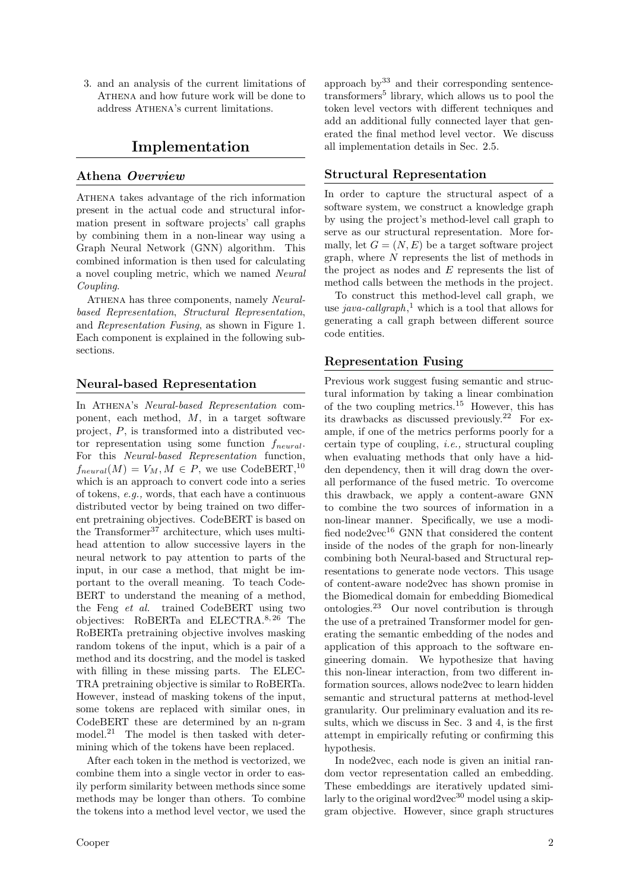3. and an analysis of the current limitations of Athena and how future work will be done to address Athena's current limitations.

# Implementation

## Athena *Overview*

Athena takes advantage of the rich information present in the actual code and structural information present in software projects' call graphs by combining them in a non-linear way using a Graph Neural Network (GNN) algorithm. This combined information is then used for calculating a novel coupling metric, which we named *Neural Coupling*.

Athena has three components, namely *Neural-based Representation*, *Structural Representation*, and *Representation Fusing*, as shown in Figure 1. Each component is explained in the following subsections.

## Neural-based Representation

In Athena's *Neural-based Representation* component, each method, $M$, in a target software project, $P$, is transformed into a distributed vector representation using some function $f_{neural}$. For this *Neural-based Representation* function, $f_{neural}(M) = V_M, M \in P$, we use CodeBERT,[10] which is an approach to convert code into a series of tokens, *e.g.,* words, that each have a continuous distributed vector by being trained on two different pretraining objectives. CodeBERT is based on the Transformer[37] architecture, which uses multi-head attention to allow successive layers in the neural network to pay attention to parts of the input, in our case a method, that might be important to the overall meaning. To teach CodeBERT to understand the meaning of a method, the Feng *et al.* trained CodeBERT using two objectives: RoBERTa and ELECTRA.[8,26] The RoBERTa pretraining objective involves masking random tokens of the input, which is a pair of a method and its docstring, and the model is tasked with filling in these missing parts. The ELECTRA pretraining objective is similar to RoBERTa. However, instead of masking tokens of the input, some tokens are replaced with similar ones, in CodeBERT these are determined by an n-gram model.[21] The model is then tasked with determining which of the tokens have been replaced.

After each token in the method is vectorized, we combine them into a single vector in order to easily perform similarity between methods since some methods may be longer than others. To combine the tokens into a method level vector, we used the approach by[33] and their corresponding sentence-transformers[5] library, which allows us to pool the token level vectors with different techniques and add an additional fully connected layer that generated the final method level vector. We discuss all implementation details in Sec. 2.5.

## Structural Representation

In order to capture the structural aspect of a software system, we construct a knowledge graph by using the project's method-level call graph to serve as our structural representation. More formally, let $G = (N, E)$ be a target software project graph, where $N$ represents the list of methods in the project as nodes and $E$ represents the list of method calls between the methods in the project.

To construct this method-level call graph, we use *java-callgraph*,[1] which is a tool that allows for generating a call graph between different source code entities.

## Representation Fusing

Previous work suggest fusing semantic and structural information by taking a linear combination of the two coupling metrics.[15] However, this has its drawbacks as discussed previously.[22] For example, if one of the metrics performs poorly for a certain type of coupling, *i.e.,* structural coupling when evaluating methods that only have a hidden dependency, then it will drag down the overall performance of the fused metric. To overcome this drawback, we apply a content-aware GNN to combine the two sources of information in a non-linear manner. Specifically, we use a modified node2vec[16] GNN that considered the content inside of the nodes of the graph for non-linearly combining both Neural-based and Structural representations to generate node vectors. This usage of content-aware node2vec has shown promise in the Biomedical domain for embedding Biomedical ontologies.[23] Our novel contribution is through the use of a pretrained Transformer model for generating the semantic embedding of the nodes and application of this approach to the software engineering domain. We hypothesize that having this non-linear interaction, from two different information sources, allows node2vec to learn hidden semantic and structural patterns at method-level granularity. Our preliminary evaluation and its results, which we discuss in Sec. 3 and 4, is the first attempt in empirically refuting or confirming this hypothesis.

In node2vec, each node is given an initial random vector representation called an embedding. These embeddings are iteratively updated similarly to the original word2vec[30] model using a skip-gram objective. However, since graph structures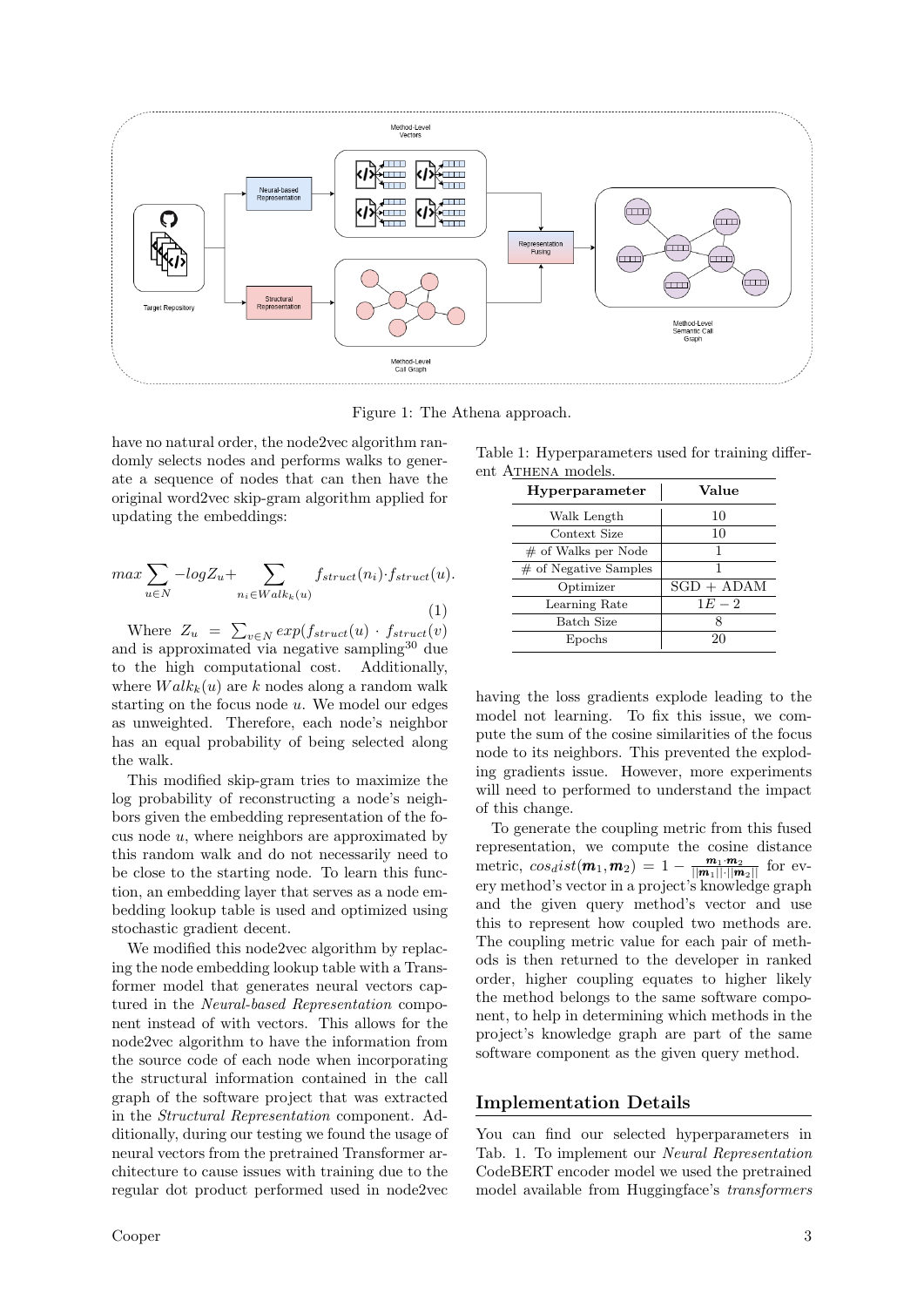Figure 1: The Athena approach.

have no natural order, the node2vec algorithm randomly selects nodes and performs walks to generate a sequence of nodes that can then have the original word2vec skip-gram algorithm applied for updating the embeddings:

$$max \sum_{u \in N} -logZ_u + \sum_{n_i \in Walk_k(u)} f_{struct}(n_i) \cdot f_{struct}(u). \tag{1}$$

Where $Z_u = \sum_{v \in N} exp(f_{struct}(u) \cdot f_{struct}(v)$ and is approximated via negative sampling[30] due to the high computational cost. Additionally, where $Walk_k(u)$ are $k$ nodes along a random walk starting on the focus node $u$. We model our edges as unweighted. Therefore, each node's neighbor has an equal probability of being selected along the walk.

This modified skip-gram tries to maximize the log probability of reconstructing a node's neighbors given the embedding representation of the focus node $u$, where neighbors are approximated by this random walk and do not necessarily need to be close to the starting node. To learn this function, an embedding layer that serves as a node embedding lookup table is used and optimized using stochastic gradient decent.

We modified this node2vec algorithm by replacing the node embedding lookup table with a Transformer model that generates neural vectors captured in the *Neural-based Representation* component instead of with vectors. This allows for the node2vec algorithm to have the information from the source code of each node when incorporating the structural information contained in the call graph of the software project that was extracted in the *Structural Representation* component. Additionally, during our testing we found the usage of neural vectors from the pretrained Transformer architecture to cause issues with training due to the regular dot product performed used in node2vec having the loss gradients explode leading to the model not learning. To fix this issue, we compute the sum of the cosine similarities of the focus node to its neighbors. This prevented the exploding gradients issue. However, more experiments will need to performed to understand the impact of this change.

Table 1: Hyperparameters used for training different Athena models.

| Hyperparameter | Value |
|---|---|
| Walk Length | 10 |
| Context Size | 10 |
| # of Walks per Node | 1 |
| # of Negative Samples | 1 |
| Optimizer | SGD + ADAM |
| Learning Rate | $1E-2$ |
| Batch Size | 8 |
| Epochs | 20 |

To generate the coupling metric from this fused representation, we compute the cosine distance metric, $cos_dist(\boldsymbol{m}_1, \boldsymbol{m}_2) = 1 - \frac{\boldsymbol{m}_1 \cdot \boldsymbol{m}_2}{||\boldsymbol{m}_1|| \cdot ||\boldsymbol{m}_2||}$ for every method's vector in a project's knowledge graph and the given query method's vector and use this to represent how coupled two methods are. The coupling metric value for each pair of methods is then returned to the developer in ranked order, higher coupling equates to higher likely the method belongs to the same software component, to help in determining which methods in the project's knowledge graph are part of the same software component as the given query method.

## Implementation Details

You can find our selected hyperparameters in Tab. 1. To implement our *Neural Representation* CodeBERT encoder model we used the pretrained model available from Huggingface's *transformers*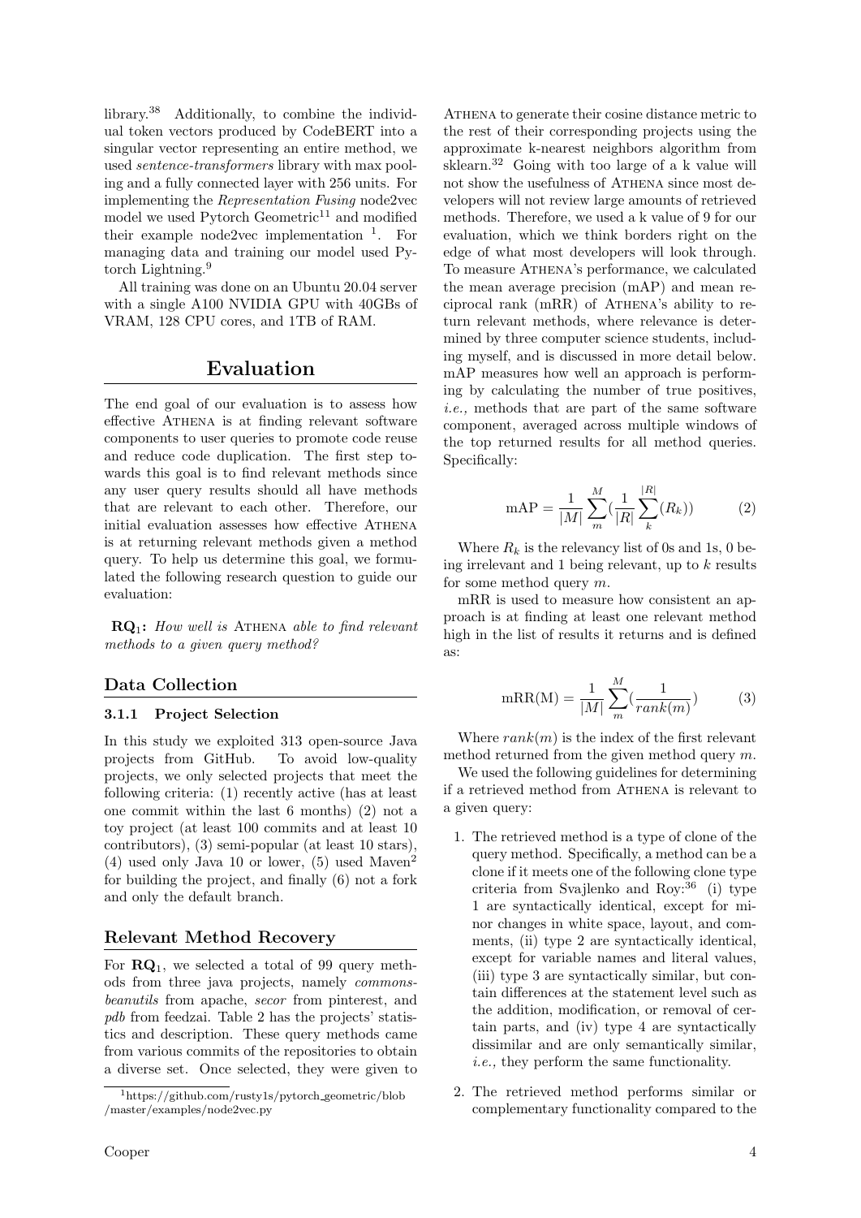library.[38] Additionally, to combine the individual token vectors produced by CodeBERT into a singular vector representing an entire method, we used *sentence-transformers* library with max pooling and a fully connected layer with 256 units. For implementing the *Representation Fusing* node2vec model we used Pytorch Geometric[11] and modified their example node2vec implementation [1]. For managing data and training our model used Pytorch Lightning.[9]

All training was done on an Ubuntu 20.04 server with a single A100 NVIDIA GPU with 40GBs of VRAM, 128 CPU cores, and 1TB of RAM.

## Evaluation

The end goal of our evaluation is to assess how effective Athena is at finding relevant software components to user queries to promote code reuse and reduce code duplication. The first step towards this goal is to find relevant methods since any user query results should all have methods that are relevant to each other. Therefore, our initial evaluation assesses how effective Athena is at returning relevant methods given a method query. To help us determine this goal, we formulated the following research question to guide our evaluation:

**RQ$_1$:** *How well is* Athena *able to find relevant methods to a given query method?*

### Data Collection

#### 3.1.1 Project Selection

In this study we exploited 313 open-source Java projects from GitHub. To avoid low-quality projects, we only selected projects that meet the following criteria: (1) recently active (has at least one commit within the last 6 months) (2) not a toy project (at least 100 commits and at least 10 contributors), (3) semi-popular (at least 10 stars), (4) used only Java 10 or lower, (5) used Maven[2] for building the project, and finally (6) not a fork and only the default branch.

### Relevant Method Recovery

For **RQ$_1$**, we selected a total of 99 query methods from three java projects, namely *commons-beanutils* from apache, *secor* from pinterest, and *pdb* from feedzai. Table 2 has the projects' statistics and description. These query methods came from various commits of the repositories to obtain a diverse set. Once selected, they were given to Athena to generate their cosine distance metric to the rest of their corresponding projects using the approximate k-nearest neighbors algorithm from sklearn.[32] Going with too large of a k value will not show the usefulness of Athena since most developers will not review large amounts of retrieved methods. Therefore, we used a k value of 9 for our evaluation, which we think borders right on the edge of what most developers will look through. To measure Athena's performance, we calculated the mean average precision (mAP) and mean reciprocal rank (mRR) of Athena's ability to return relevant methods, where relevance is determined by three computer science students, including myself, and is discussed in more detail below. mAP measures how well an approach is performing by calculating the number of true positives, *i.e.,* methods that are part of the same software component, averaged across multiple windows of the top returned results for all method queries. Specifically:

$$\text{mAP} = \frac{1}{|M|} \sum_{m}^{M} \left(\frac{1}{|R|} \sum_{k}^{|R|} (R_k)\right) \tag{2}$$

Where $R_k$ is the relevancy list of 0s and 1s, 0 being irrelevant and 1 being relevant, up to $k$ results for some method query $m$.

mRR is used to measure how consistent an approach is at finding at least one relevant method high in the list of results it returns and is defined as:

$$\text{mRR(M)} = \frac{1}{|M|} \sum_{m}^{M} \left(\frac{1}{rank(m)}\right) \tag{3}$$

Where $rank(m)$ is the index of the first relevant method returned from the given method query $m$.

We used the following guidelines for determining if a retrieved method from Athena is relevant to a given query:

1. The retrieved method is a type of clone of the query method. Specifically, a method can be a clone if it meets one of the following clone type criteria from Svajlenko and Roy:[36] (i) type 1 are syntactically identical, except for minor changes in white space, layout, and comments, (ii) type 2 are syntactically identical, except for variable names and literal values, (iii) type 3 are syntactically similar, but contain differences at the statement level such as the addition, modification, or removal of certain parts, and (iv) type 4 are syntactically dissimilar and are only semantically similar, *i.e.,* they perform the same functionality.
2. The retrieved method performs similar or complementary functionality compared to the

[1] https://github.com/rusty1s/pytorch_geometric/blob/master/examples/node2vec.py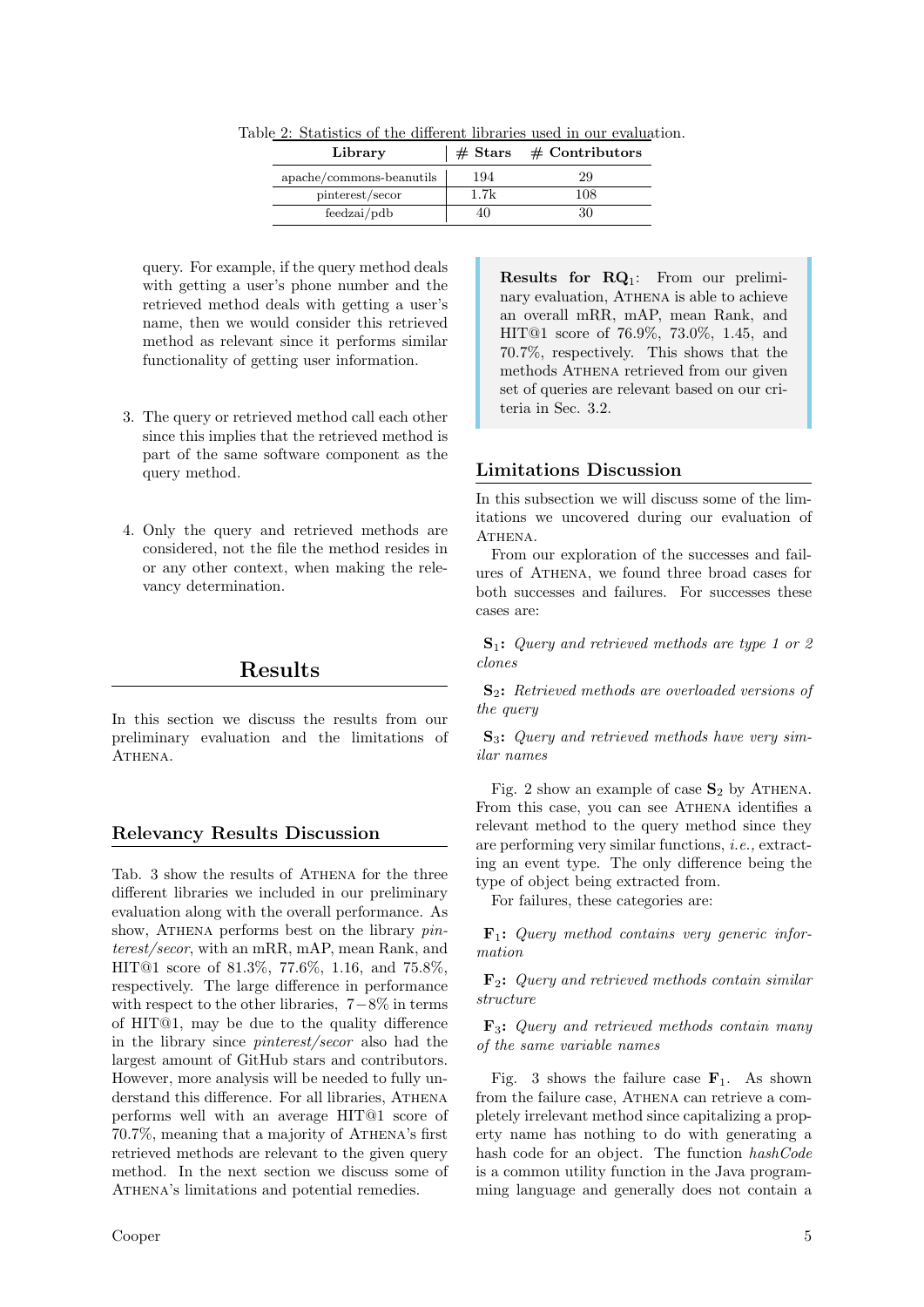Table 2: Statistics of the different libraries used in our evaluation.

| Library | # Stars | # Contributors |
|---|---|---|
| apache/commons-beanutils | 194 | 29 |
| pinterest/secor | 1.7k | 108 |
| feedzai/pdb | 40 | 30 |

query. For example, if the query method deals with getting a user's phone number and the retrieved method deals with getting a user's name, then we would consider this retrieved method as relevant since it performs similar functionality of getting user information.

3. The query or retrieved method call each other since this implies that the retrieved method is part of the same software component as the query method.

4. Only the query and retrieved methods are considered, not the file the method resides in or any other context, when making the relevancy determination.

## Results

In this section we discuss the results from our preliminary evaluation and the limitations of Athena.

### Relevancy Results Discussion

Tab. 3 show the results of Athena for the three different libraries we included in our preliminary evaluation along with the overall performance. As show, Athena performs best on the library *pinterest/secor*, with an mRR, mAP, mean Rank, and HIT@1 score of 81.3%, 77.6%, 1.16, and 75.8%, respectively. The large difference in performance with respect to the other libraries, $7-8\%$ in terms of HIT@1, may be due to the quality difference in the library since *pinterest/secor* also had the largest amount of GitHub stars and contributors. However, more analysis will be needed to fully understand this difference. For all libraries, Athena performs well with an average HIT@1 score of 70.7%, meaning that a majority of Athena's first retrieved methods are relevant to the given query method. In the next section we discuss some of Athena's limitations and potential remedies.

> **Results for RQ$_1$**: From our preliminary evaluation, Athena is able to achieve an overall mRR, mAP, mean Rank, and HIT@1 score of 76.9%, 73.0%, 1.45, and 70.7%, respectively. This shows that the methods Athena retrieved from our given set of queries are relevant based on our criteria in Sec. 3.2.

### Limitations Discussion

In this subsection we will discuss some of the limitations we uncovered during our evaluation of Athena.

From our exploration of the successes and failures of Athena, we found three broad cases for both successes and failures. For successes these cases are:

**S$_1$:** *Query and retrieved methods are type 1 or 2 clones*

**S$_2$:** *Retrieved methods are overloaded versions of the query*

**S$_3$:** *Query and retrieved methods have very similar names*

Fig. 2 show an example of case **S$_2$** by Athena. From this case, you can see Athena identifies a relevant method to the query method since they are performing very similar functions, *i.e.,* extracting an event type. The only difference being the type of object being extracted from.

For failures, these categories are:

**F$_1$:** *Query method contains very generic information*

**F$_2$:** *Query and retrieved methods contain similar structure*

**F$_3$:** *Query and retrieved methods contain many of the same variable names*

Fig. 3 shows the failure case **F$_1$**. As shown from the failure case, Athena can retrieve a completely irrelevant method since capitalizing a property name has nothing to do with generating a hash code for an object. The function *hashCode* is a common utility function in the Java programming language and generally does not contain a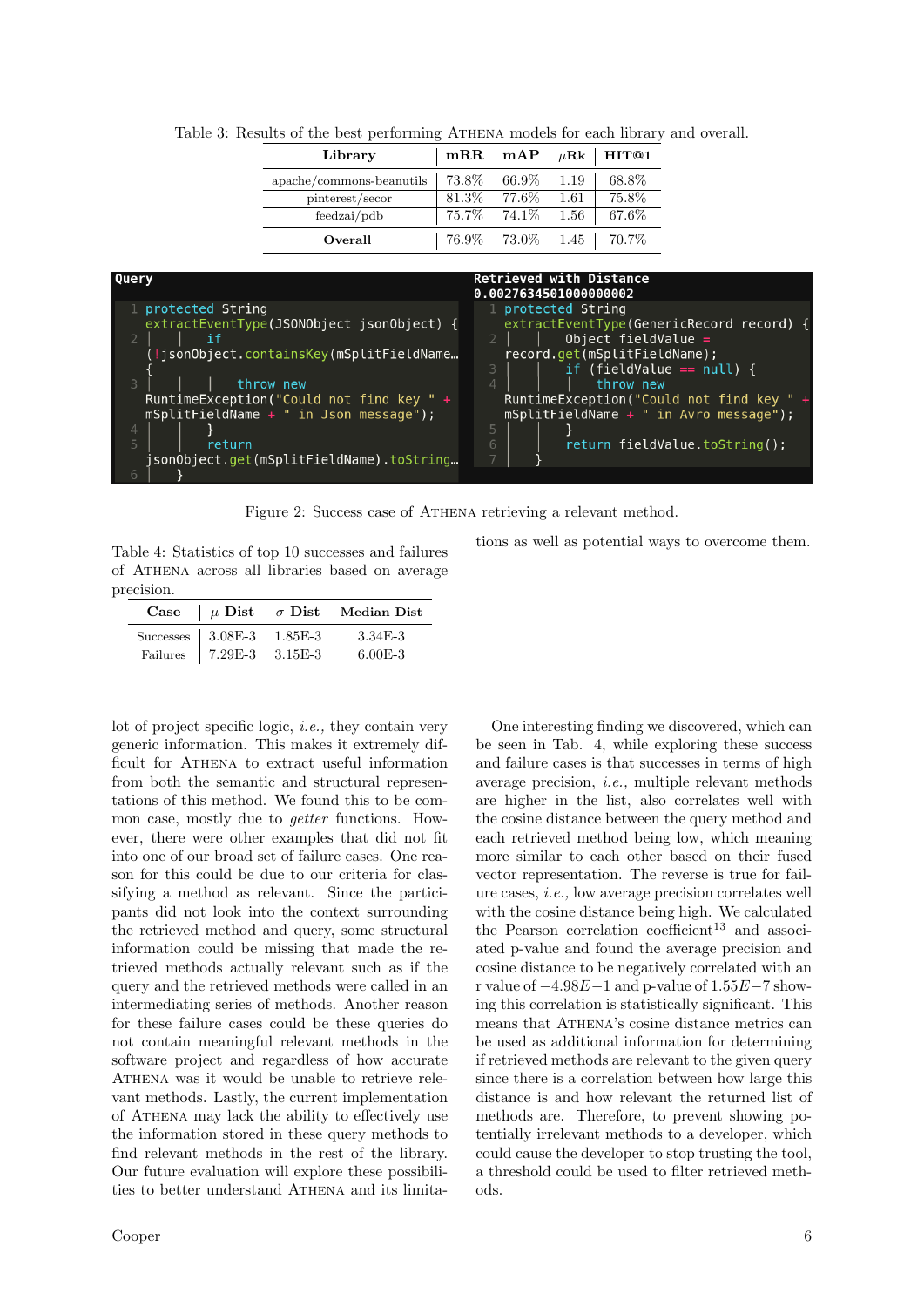Table 3: Results of the best performing ATHENA models for each library and overall.

| Library | mRR | mAP | $\mu$Rk | HIT@1 |
|---|---|---|---|---|
| apache/commons-beanutils | 73.8% | 66.9% | 1.19 | 68.8% |
| pinterest/secor | 81.3% | 77.6% | 1.61 | 75.8% |
| feedzai/pdb | 75.7% | 74.1% | 1.56 | 67.6% |
| **Overall** | 76.9% | 73.0% | 1.45 | 70.7% |

**Query**

```
1 protected String extractEventType(JSONObject jsonObject) {
2     if (!jsonObject.containsKey(mSplitFieldName… {
3         throw new RuntimeException("Could not find key " + mSplitFieldName + " in Json message");
4     }
5     return jsonObject.get(mSplitFieldName).toString…
6 }
```

**Retrieved with Distance 0.0027634501000000002**

```
1 protected String extractEventType(GenericRecord record) {
2     Object fieldValue = record.get(mSplitFieldName);
3     if (fieldValue == null) {
4         throw new RuntimeException("Could not find key " + mSplitFieldName + " in Avro message");
5     }
6     return fieldValue.toString();
7 }
```

Figure 2: Success case of ATHENA retrieving a relevant method.

Table 4: Statistics of top 10 successes and failures of ATHENA across all libraries based on average precision.

| Case | $\mu$ Dist | $\sigma$ Dist | Median Dist |
|---|---|---|---|
| Successes | 3.08E-3 | 1.85E-3 | 3.34E-3 |
| Failures | 7.29E-3 | 3.15E-3 | 6.00E-3 |

lot of project specific logic, *i.e.,* they contain very generic information. This makes it extremely difficult for ATHENA to extract useful information from both the semantic and structural representations of this method. We found this to be common case, mostly due to *getter* functions. However, there were other examples that did not fit into one of our broad set of failure cases. One reason for this could be due to our criteria for classifying a method as relevant. Since the participants did not look into the context surrounding the retrieved method and query, some structural information could be missing that made the retrieved methods actually relevant such as if the query and the retrieved methods were called in an intermediating series of methods. Another reason for these failure cases could be these queries do not contain meaningful relevant methods in the software project and regardless of how accurate ATHENA was it would be unable to retrieve relevant methods. Lastly, the current implementation of ATHENA may lack the ability to effectively use the information stored in these query methods to find relevant methods in the rest of the library. Our future evaluation will explore these possibilities to better understand ATHENA and its limitations as well as potential ways to overcome them.

One interesting finding we discovered, which can be seen in Tab. 4, while exploring these success and failure cases is that successes in terms of high average precision, *i.e.,* multiple relevant methods are higher in the list, also correlates well with the cosine distance between the query method and each retrieved method being low, which meaning more similar to each other based on their fused vector representation. The reverse is true for failure cases, *i.e.,* low average precision correlates well with the cosine distance being high. We calculated the Pearson correlation coefficient[13] and associated p-value and found the average precision and cosine distance to be negatively correlated with an r value of $-4.98E{-1}$ and p-value of $1.55E{-7}$ showing this correlation is statistically significant. This means that ATHENA's cosine distance metrics can be used as additional information for determining if retrieved methods are relevant to the given query since there is a correlation between how large this distance is and how relevant the returned list of methods are. Therefore, to prevent showing potentially irrelevant methods to a developer, which could cause the developer to stop trusting the tool, a threshold could be used to filter retrieved methods.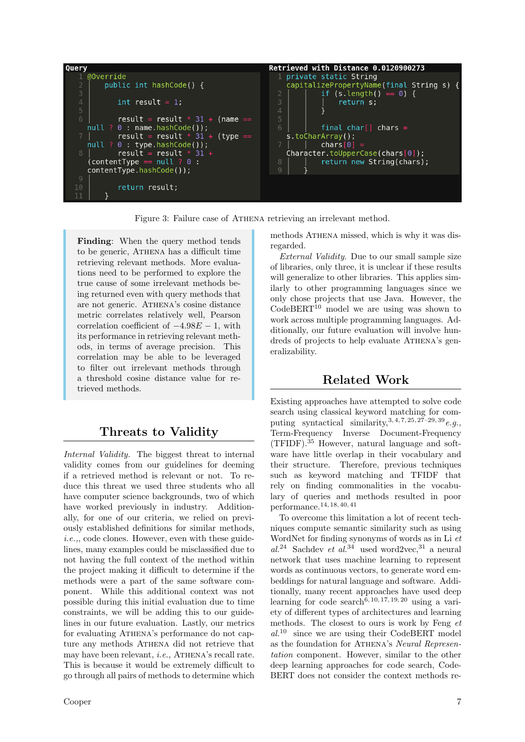**Query**

```java
@Override
    public int hashCode() {

        int result = 1;

        result = result * 31 + (name == null ? 0 : name.hashCode());
        result = result * 31 + (type == null ? 0 : type.hashCode());
        result = result * 31 + (contentType == null ? 0 : contentType.hashCode());

        return result;
    }
```

**Retrieved with Distance 0.0120900273**

```java
private static String capitalizePropertyName(final String s) {
        if (s.length() == 0) {
            return s;
        }

        final char[] chars = s.toCharArray();
        chars[0] = Character.toUpperCase(chars[0]);
        return new String(chars);
    }
```

Figure 3: Failure case of ATHENA retrieving an irrelevant method.

> **Finding**: When the query method tends to be generic, ATHENA has a difficult time retrieving relevant methods. More evaluations need to be performed to explore the true cause of some irrelevant methods being returned even with query methods that are not generic. ATHENA's cosine distance metric correlates relatively well, Pearson correlation coefficient of $-4.98E-1$, with its performance in retrieving relevant methods, in terms of average precision. This correlation may be able to be leveraged to filter out irrelevant methods through a threshold cosine distance value for retrieved methods.

## Threats to Validity

*Internal Validity.* The biggest threat to internal validity comes from our guidelines for deeming if a retrieved method is relevant or not. To reduce this threat we used three students who all have computer science backgrounds, two of which have worked previously in industry. Additionally, for one of our criteria, we relied on previously established definitions for similar methods, *i.e.*,, code clones. However, even with these guidelines, many examples could be misclassified due to not having the full context of the method within the project making it difficult to determine if the methods were a part of the same software component. While this additional context was not possible during this initial evaluation due to time constraints, we will be adding this to our guidelines in our future evaluation. Lastly, our metrics for evaluating ATHENA's performance do not capture any methods ATHENA did not retrieve that may have been relevant, *i.e.,* ATHENA's recall rate. This is because it would be extremely difficult to go through all pairs of methods to determine which methods ATHENA missed, which is why it was disregarded.

*External Validity.* Due to our small sample size of libraries, only three, it is unclear if these results will generalize to other libraries. This applies similarly to other programming languages since we only chose projects that use Java. However, the CodeBERT[10] model we are using was shown to work across multiple programming languages. Additionally, our future evaluation will involve hundreds of projects to help evaluate ATHENA's generalizability.

## Related Work

Existing approaches have attempted to solve code search using classical keyword matching for computing syntactical similarity,[3,4,7,25,27–29,39] *e.g.,* Term-Frequency Inverse Document-Frequency (TFIDF).[35] However, natural language and software have little overlap in their vocabulary and their structure. Therefore, previous techniques such as keyword matching and TFIDF that rely on finding commonalities in the vocabulary of queries and methods resulted in poor performance.[14,18,40,41]

To overcome this limitation a lot of recent techniques compute semantic similarity such as using WordNet for finding synonyms of words as in Li *et al.*[24] Sachdev *et al.*[34] used word2vec,[31] a neural network that uses machine learning to represent words as continuous vectors, to generate word embeddings for natural language and software. Additionally, many recent approaches have used deep learning for code search[6,10,17,19,20] using a variety of different types of architectures and learning methods. The closest to ours is work by Feng *et al.*[10] since we are using their CodeBERT model as the foundation for ATHENA's *Neural Representation* component. However, similar to the other deep learning approaches for code search, CodeBERT does not consider the context methods re-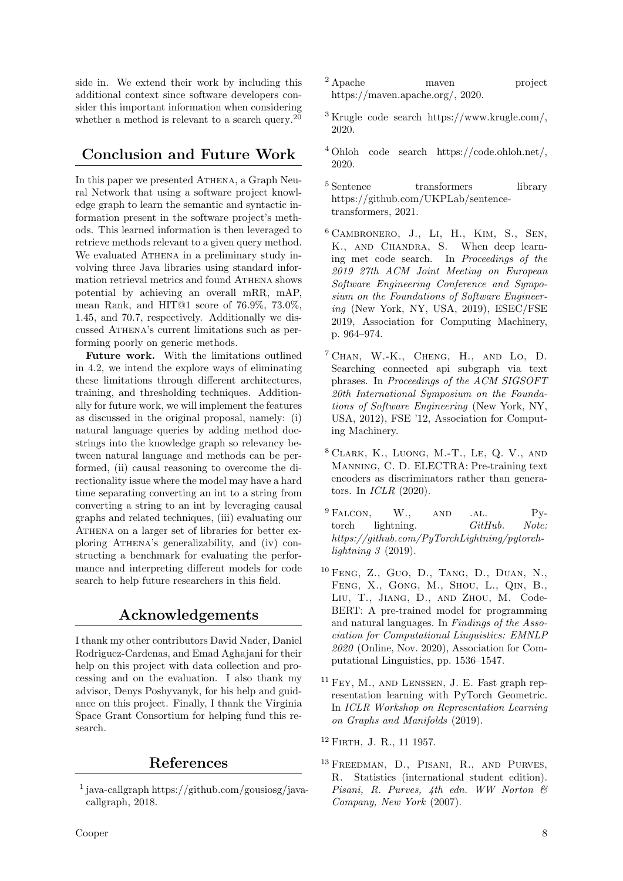side in. We extend their work by including this additional context since software developers consider this important information when considering whether a method is relevant to a search query.[20]

## Conclusion and Future Work

In this paper we presented Athena, a Graph Neural Network that using a software project knowledge graph to learn the semantic and syntactic information present in the software project's methods. This learned information is then leveraged to retrieve methods relevant to a given query method. We evaluated Athena in a preliminary study involving three Java libraries using standard information retrieval metrics and found Athena shows potential by achieving an overall mRR, mAP, mean Rank, and HIT@1 score of 76.9%, 73.0%, 1.45, and 70.7, respectively. Additionally we discussed Athena's current limitations such as performing poorly on generic methods.

**Future work.** With the limitations outlined in 4.2, we intend the explore ways of eliminating these limitations through different architectures, training, and thresholding techniques. Additionally for future work, we will implement the features as discussed in the original proposal, namely: (i) natural language queries by adding method docstrings into the knowledge graph so relevancy between natural language and methods can be performed, (ii) causal reasoning to overcome the directionality issue where the model may have a hard time separating converting an int to a string from converting a string to an int by leveraging causal graphs and related techniques, (iii) evaluating our Athena on a larger set of libraries for better exploring Athena's generalizability, and (iv) constructing a benchmark for evaluating the performance and interpreting different models for code search to help future researchers in this field.

## Acknowledgements

I thank my other contributors David Nader, Daniel Rodriguez-Cardenas, and Emad Aghajani for their help on this project with data collection and processing and on the evaluation. I also thank my advisor, Denys Poshyvanyk, for his help and guidance on this project. Finally, I thank the Virginia Space Grant Consortium for helping fund this research.

## References

[1] java-callgraph https://github.com/gousiosg/java-callgraph, 2018.

[2] Apache maven project https://maven.apache.org/, 2020.

[3] Krugle code search https://www.krugle.com/, 2020.

[4] Ohloh code search https://code.ohloh.net/, 2020.

[5] Sentence transformers library https://github.com/UKPLab/sentence-transformers, 2021.

[6] Cambronero, J., Li, H., Kim, S., Sen, K., and Chandra, S. When deep learning met code search. In *Proceedings of the 2019 27th ACM Joint Meeting on European Software Engineering Conference and Symposium on the Foundations of Software Engineering* (New York, NY, USA, 2019), ESEC/FSE 2019, Association for Computing Machinery, p. 964–974.

[7] Chan, W.-K., Cheng, H., and Lo, D. Searching connected api subgraph via text phrases. In *Proceedings of the ACM SIGSOFT 20th International Symposium on the Foundations of Software Engineering* (New York, NY, USA, 2012), FSE '12, Association for Computing Machinery.

[8] Clark, K., Luong, M.-T., Le, Q. V., and Manning, C. D. ELECTRA: Pre-training text encoders as discriminators rather than generators. In *ICLR* (2020).

[9] Falcon, W., and .al. Pytorch lightning. *GitHub. Note: https://github.com/PyTorchLightning/pytorch-lightning 3* (2019).

[10] Feng, Z., Guo, D., Tang, D., Duan, N., Feng, X., Gong, M., Shou, L., Qin, B., Liu, T., Jiang, D., and Zhou, M. CodeBERT: A pre-trained model for programming and natural languages. In *Findings of the Association for Computational Linguistics: EMNLP 2020* (Online, Nov. 2020), Association for Computational Linguistics, pp. 1536–1547.

[11] Fey, M., and Lenssen, J. E. Fast graph representation learning with PyTorch Geometric. In *ICLR Workshop on Representation Learning on Graphs and Manifolds* (2019).

[12] Firth, J. R., 11 1957.

[13] Freedman, D., Pisani, R., and Purves, R. Statistics (international student edition). *Pisani, R. Purves, 4th edn. WW Norton & Company, New York* (2007).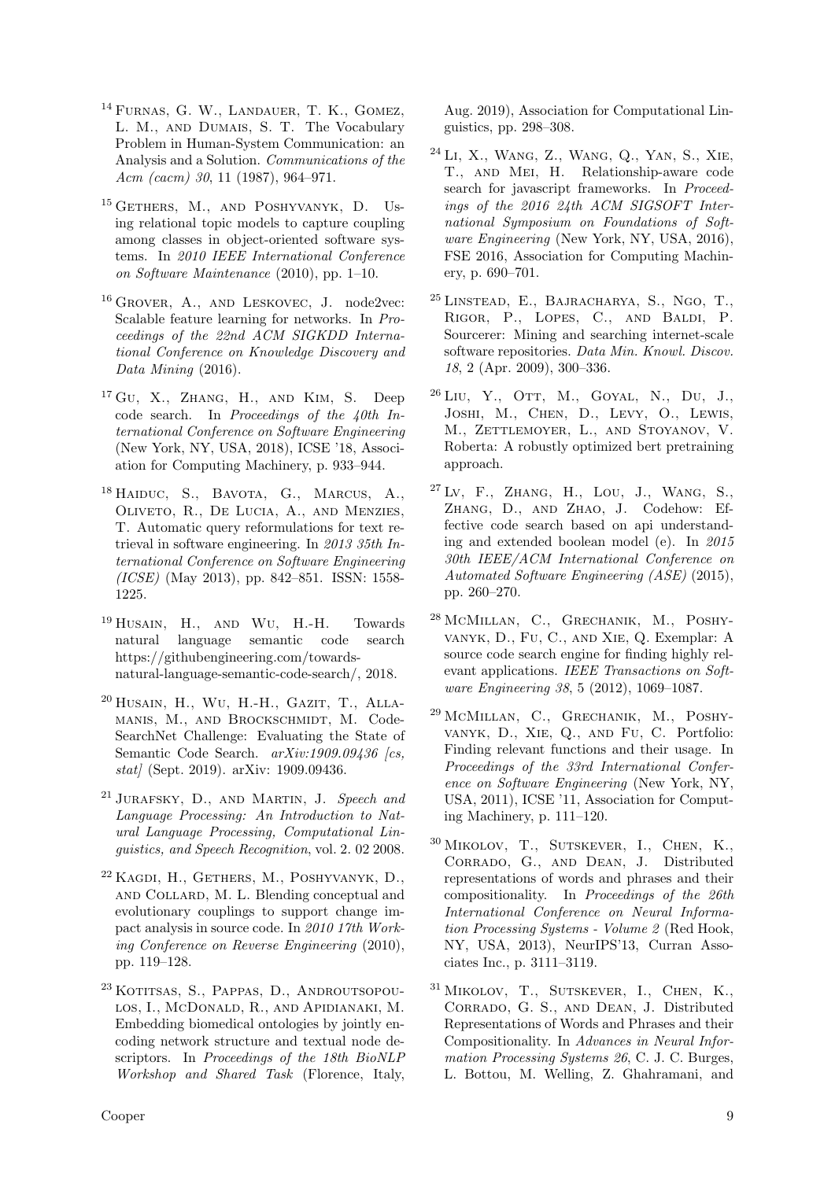[14] Furnas, G. W., Landauer, T. K., Gomez, L. M., and Dumais, S. T. The Vocabulary Problem in Human-System Communication: an Analysis and a Solution. *Communications of the Acm (cacm) 30*, 11 (1987), 964–971.

[15] Gethers, M., and Poshyvanyk, D. Using relational topic models to capture coupling among classes in object-oriented software systems. In *2010 IEEE International Conference on Software Maintenance* (2010), pp. 1–10.

[16] Grover, A., and Leskovec, J. node2vec: Scalable feature learning for networks. In *Proceedings of the 22nd ACM SIGKDD International Conference on Knowledge Discovery and Data Mining* (2016).

[17] Gu, X., Zhang, H., and Kim, S. Deep code search. In *Proceedings of the 40th International Conference on Software Engineering* (New York, NY, USA, 2018), ICSE '18, Association for Computing Machinery, p. 933–944.

[18] Haiduc, S., Bavota, G., Marcus, A., Oliveto, R., De Lucia, A., and Menzies, T. Automatic query reformulations for text retrieval in software engineering. In *2013 35th International Conference on Software Engineering (ICSE)* (May 2013), pp. 842–851. ISSN: 1558-1225.

[19] Husain, H., and Wu, H.-H. Towards natural language semantic code search https://githubengineering.com/towards-natural-language-semantic-code-search/, 2018.

[20] Husain, H., Wu, H.-H., Gazit, T., Allamanis, M., and Brockschmidt, M. CodeSearchNet Challenge: Evaluating the State of Semantic Code Search. *arXiv:1909.09436 [cs, stat]* (Sept. 2019). arXiv: 1909.09436.

[21] Jurafsky, D., and Martin, J. *Speech and Language Processing: An Introduction to Natural Language Processing, Computational Linguistics, and Speech Recognition*, vol. 2. 02 2008.

[22] Kagdi, H., Gethers, M., Poshyvanyk, D., and Collard, M. L. Blending conceptual and evolutionary couplings to support change impact analysis in source code. In *2010 17th Working Conference on Reverse Engineering* (2010), pp. 119–128.

[23] Kotitsas, S., Pappas, D., Androutsopoulos, I., McDonald, R., and Apidianaki, M. Embedding biomedical ontologies by jointly encoding network structure and textual node descriptors. In *Proceedings of the 18th BioNLP Workshop and Shared Task* (Florence, Italy, Aug. 2019), Association for Computational Linguistics, pp. 298–308.

[24] Li, X., Wang, Z., Wang, Q., Yan, S., Xie, T., and Mei, H. Relationship-aware code search for javascript frameworks. In *Proceedings of the 2016 24th ACM SIGSOFT International Symposium on Foundations of Software Engineering* (New York, NY, USA, 2016), FSE 2016, Association for Computing Machinery, p. 690–701.

[25] Linstead, E., Bajracharya, S., Ngo, T., Rigor, P., Lopes, C., and Baldi, P. Sourcerer: Mining and searching internet-scale software repositories. *Data Min. Knowl. Discov. 18*, 2 (Apr. 2009), 300–336.

[26] Liu, Y., Ott, M., Goyal, N., Du, J., Joshi, M., Chen, D., Levy, O., Lewis, M., Zettlemoyer, L., and Stoyanov, V. Roberta: A robustly optimized bert pretraining approach.

[27] Lv, F., Zhang, H., Lou, J., Wang, S., Zhang, D., and Zhao, J. Codehow: Effective code search based on api understanding and extended boolean model (e). In *2015 30th IEEE/ACM International Conference on Automated Software Engineering (ASE)* (2015), pp. 260–270.

[28] McMillan, C., Grechanik, M., Poshyvanyk, D., Fu, C., and Xie, Q. Exemplar: A source code search engine for finding highly relevant applications. *IEEE Transactions on Software Engineering 38*, 5 (2012), 1069–1087.

[29] McMillan, C., Grechanik, M., Poshyvanyk, D., Xie, Q., and Fu, C. Portfolio: Finding relevant functions and their usage. In *Proceedings of the 33rd International Conference on Software Engineering* (New York, NY, USA, 2011), ICSE '11, Association for Computing Machinery, p. 111–120.

[30] Mikolov, T., Sutskever, I., Chen, K., Corrado, G., and Dean, J. Distributed representations of words and phrases and their compositionality. In *Proceedings of the 26th International Conference on Neural Information Processing Systems - Volume 2* (Red Hook, NY, USA, 2013), NeurIPS'13, Curran Associates Inc., p. 3111–3119.

[31] Mikolov, T., Sutskever, I., Chen, K., Corrado, G. S., and Dean, J. Distributed Representations of Words and Phrases and their Compositionality. In *Advances in Neural Information Processing Systems 26*, C. J. C. Burges, L. Bottou, M. Welling, Z. Ghahramani, and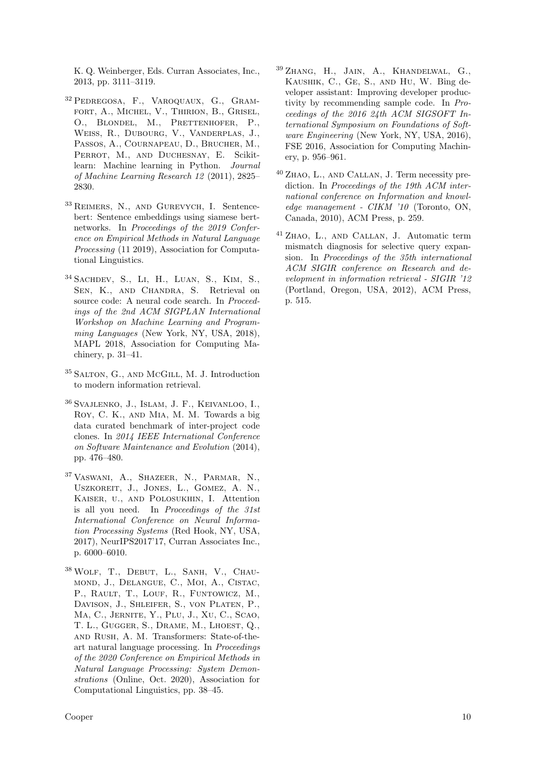K. Q. Weinberger, Eds. Curran Associates, Inc., 2013, pp. 3111–3119.

[32] Pedregosa, F., Varoquaux, G., Gramfort, A., Michel, V., Thirion, B., Grisel, O., Blondel, M., Prettenhofer, P., Weiss, R., Dubourg, V., Vanderplas, J., Passos, A., Cournapeau, D., Brucher, M., Perrot, M., and Duchesnay, E. Scikit-learn: Machine learning in Python. *Journal of Machine Learning Research 12* (2011), 2825–2830.

[33] Reimers, N., and Gurevych, I. Sentence-bert: Sentence embeddings using siamese bert-networks. In *Proceedings of the 2019 Conference on Empirical Methods in Natural Language Processing* (11 2019), Association for Computational Linguistics.

[34] Sachdev, S., Li, H., Luan, S., Kim, S., Sen, K., and Chandra, S. Retrieval on source code: A neural code search. In *Proceedings of the 2nd ACM SIGPLAN International Workshop on Machine Learning and Programming Languages* (New York, NY, USA, 2018), MAPL 2018, Association for Computing Machinery, p. 31–41.

[35] Salton, G., and McGill, M. J. Introduction to modern information retrieval.

[36] Svajlenko, J., Islam, J. F., Keivanloo, I., Roy, C. K., and Mia, M. M. Towards a big data curated benchmark of inter-project code clones. In *2014 IEEE International Conference on Software Maintenance and Evolution* (2014), pp. 476–480.

[37] Vaswani, A., Shazeer, N., Parmar, N., Uszkoreit, J., Jones, L., Gomez, A. N., Kaiser, u., and Polosukhin, I. Attention is all you need. In *Proceedings of the 31st International Conference on Neural Information Processing Systems* (Red Hook, NY, USA, 2017), NeurIPS2017'17, Curran Associates Inc., p. 6000–6010.

[38] Wolf, T., Debut, L., Sanh, V., Chaumond, J., Delangue, C., Moi, A., Cistac, P., Rault, T., Louf, R., Funtowicz, M., Davison, J., Shleifer, S., von Platen, P., Ma, C., Jernite, Y., Plu, J., Xu, C., Scao, T. L., Gugger, S., Drame, M., Lhoest, Q., and Rush, A. M. Transformers: State-of-the-art natural language processing. In *Proceedings of the 2020 Conference on Empirical Methods in Natural Language Processing: System Demonstrations* (Online, Oct. 2020), Association for Computational Linguistics, pp. 38–45.

[39] Zhang, H., Jain, A., Khandelwal, G., Kaushik, C., Ge, S., and Hu, W. Bing developer assistant: Improving developer productivity by recommending sample code. In *Proceedings of the 2016 24th ACM SIGSOFT International Symposium on Foundations of Software Engineering* (New York, NY, USA, 2016), FSE 2016, Association for Computing Machinery, p. 956–961.

[40] Zhao, L., and Callan, J. Term necessity prediction. In *Proceedings of the 19th ACM international conference on Information and knowledge management - CIKM '10* (Toronto, ON, Canada, 2010), ACM Press, p. 259.

[41] Zhao, L., and Callan, J. Automatic term mismatch diagnosis for selective query expansion. In *Proceedings of the 35th international ACM SIGIR conference on Research and development in information retrieval - SIGIR '12* (Portland, Oregon, USA, 2012), ACM Press, p. 515.